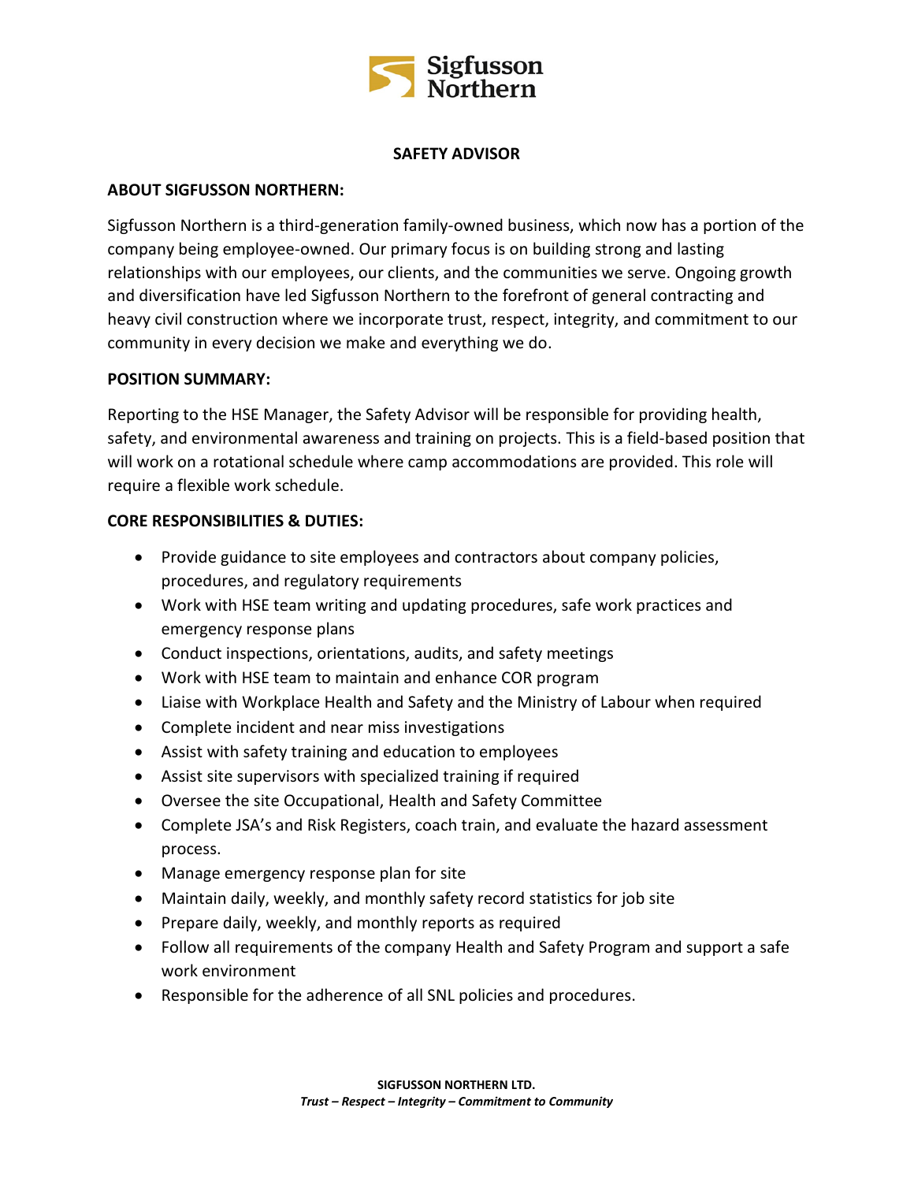# SAFETY ADVISOR

## ABOUT SIGFUSSON NORTHERN:

Sigfusson Northern is a third-generation family-owned business, which now has a portion of the company being employee-owned. Our primary focus is on building strong and lasting relationships with our employees, our clients, and the communities we serve. Ongoing growth and diversification have led Sigfusson Northern to the forefront of general contracting and heavy civil construction where we incorporate trust, respect, integrity, and commitment to our community in every decision we make and everything we do.

## POSITION SUMMARY:

Reporting to the HSE Manager, the Safety Advisor will be responsible for providing health, safety, and environmental awareness and training on projects. This is a field-based position that will work on a rotational schedule where camp accommodations are provided. This role will require a flexible work schedule.

## CORE RESPONSIBILITIES & DUTIES:

- Provide guidance to site employees and contractors about company policies, procedures, and regulatory requirements
- Work with HSE team writing and updating procedures, safe work practices and emergency response plans
- Conduct inspections, orientations, audits, and safety meetings
- Work with HSE team to maintain and enhance COR program
- Liaise with Workplace Health and Safety and the Ministry of Labour when required
- Complete incident and near miss investigations
- Assist with safety training and education to employees
- Assist site supervisors with specialized training if required
- Oversee the site Occupational, Health and Safety Committee
- Complete JSA's and Risk Registers, coach train, and evaluate the hazard assessment process.
- Manage emergency response plan for site
- Maintain daily, weekly, and monthly safety record statistics for job site
- Prepare daily, weekly, and monthly reports as required
- Follow all requirements of the company Health and Safety Program and support a safe work environment
- Responsible for the adherence of all SNL policies and procedures.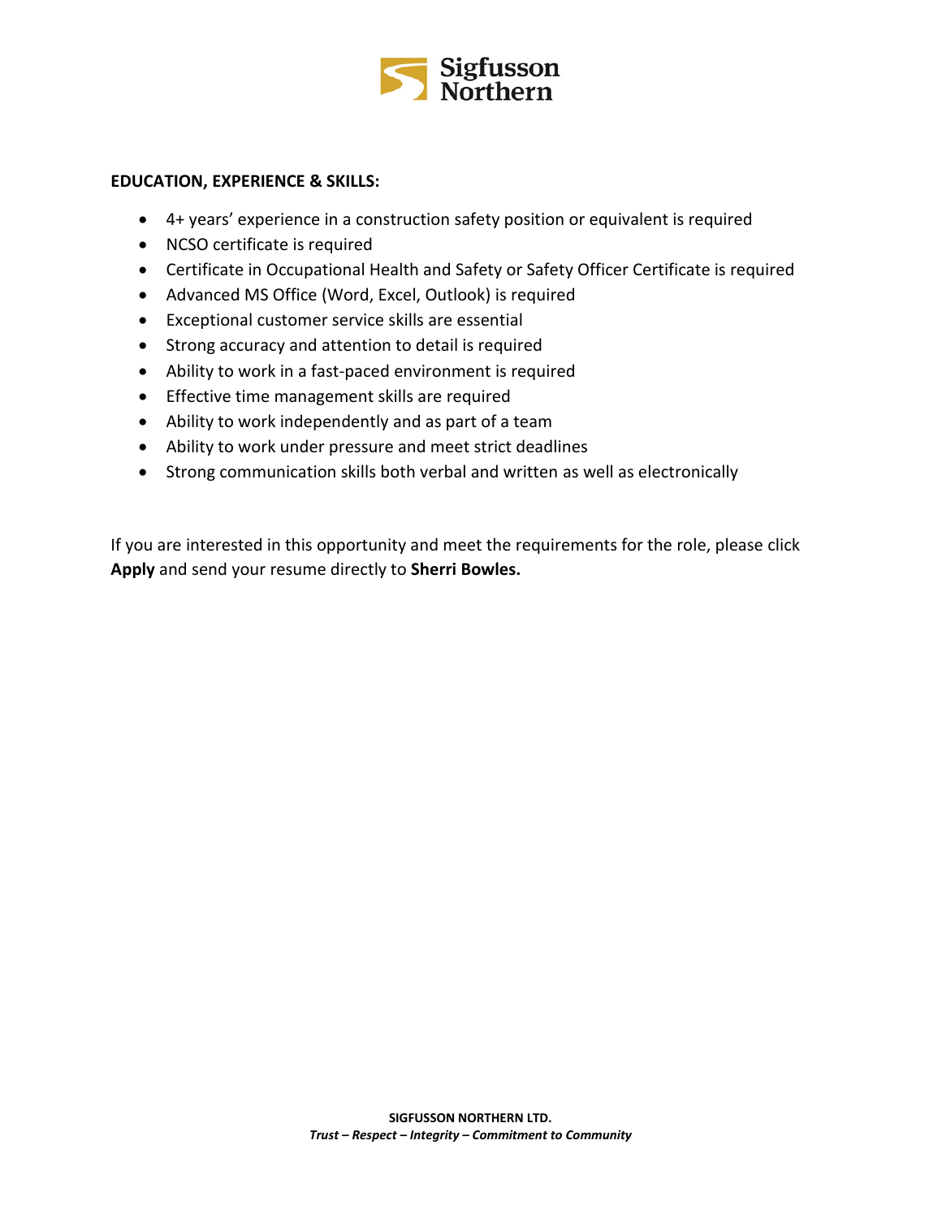**EDUCATION, EXPERIENCE & SKILLS:**

- 4+ years' experience in a construction safety position or equivalent is required
- NCSO certificate is required
- Certificate in Occupational Health and Safety or Safety Officer Certificate is required
- Advanced MS Office (Word, Excel, Outlook) is required
- Exceptional customer service skills are essential
- Strong accuracy and attention to detail is required
- Ability to work in a fast-paced environment is required
- Effective time management skills are required
- Ability to work independently and as part of a team
- Ability to work under pressure and meet strict deadlines
- Strong communication skills both verbal and written as well as electronically

If you are interested in this opportunity and meet the requirements for the role, please click **Apply** and send your resume directly to **Sherri Bowles.**

**SIGFUSSON NORTHERN LTD.**
***Trust – Respect – Integrity – Commitment to Community***